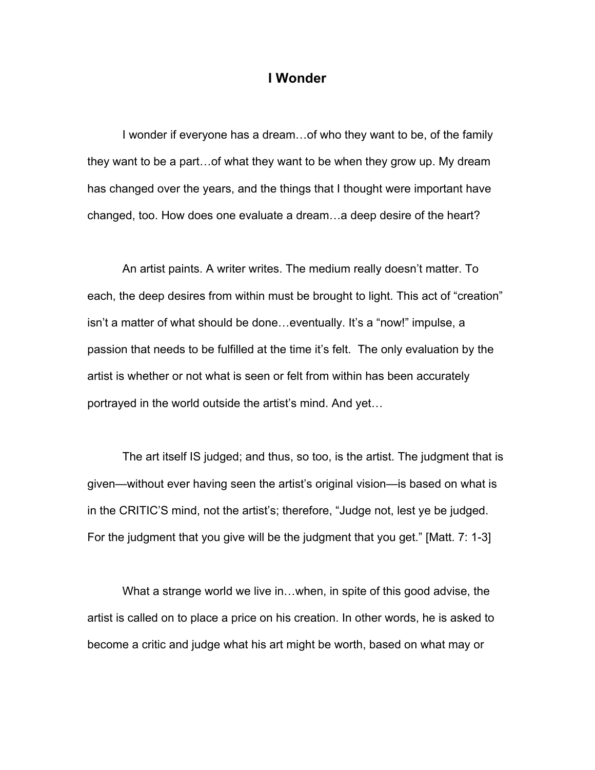# I Wonder

I wonder if everyone has a dream…of who they want to be, of the family they want to be a part…of what they want to be when they grow up. My dream has changed over the years, and the things that I thought were important have changed, too. How does one evaluate a dream…a deep desire of the heart?

An artist paints. A writer writes. The medium really doesn't matter. To each, the deep desires from within must be brought to light. This act of "creation" isn't a matter of what should be done…eventually. It's a "now!" impulse, a passion that needs to be fulfilled at the time it's felt. The only evaluation by the artist is whether or not what is seen or felt from within has been accurately portrayed in the world outside the artist's mind. And yet…

The art itself IS judged; and thus, so too, is the artist. The judgment that is given—without ever having seen the artist's original vision—is based on what is in the CRITIC'S mind, not the artist's; therefore, "Judge not, lest ye be judged. For the judgment that you give will be the judgment that you get." [Matt. 7: 1-3]

What a strange world we live in…when, in spite of this good advise, the artist is called on to place a price on his creation. In other words, he is asked to become a critic and judge what his art might be worth, based on what may or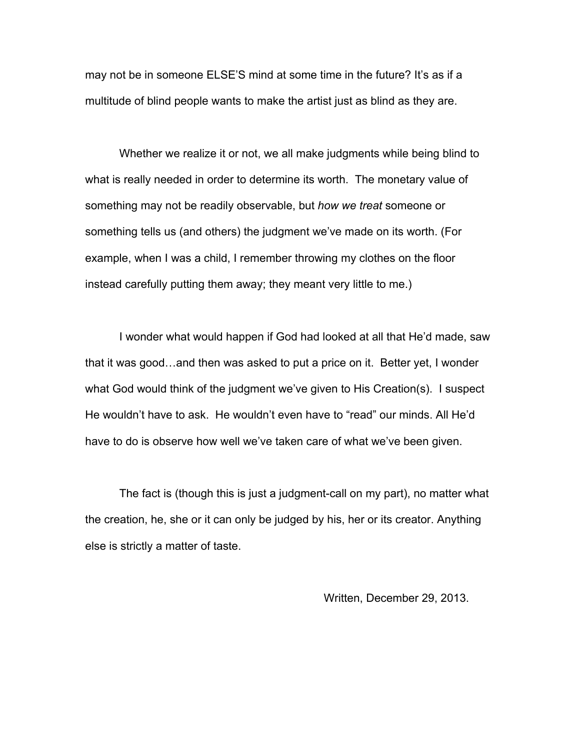may not be in someone ELSE'S mind at some time in the future? It's as if a multitude of blind people wants to make the artist just as blind as they are.

Whether we realize it or not, we all make judgments while being blind to what is really needed in order to determine its worth. The monetary value of something may not be readily observable, but *how we treat* someone or something tells us (and others) the judgment we've made on its worth. (For example, when I was a child, I remember throwing my clothes on the floor instead carefully putting them away; they meant very little to me.)

I wonder what would happen if God had looked at all that He'd made, saw that it was good…and then was asked to put a price on it. Better yet, I wonder what God would think of the judgment we've given to His Creation(s). I suspect He wouldn't have to ask. He wouldn't even have to "read" our minds. All He'd have to do is observe how well we've taken care of what we've been given.

The fact is (though this is just a judgment-call on my part), no matter what the creation, he, she or it can only be judged by his, her or its creator. Anything else is strictly a matter of taste.

Written, December 29, 2013.